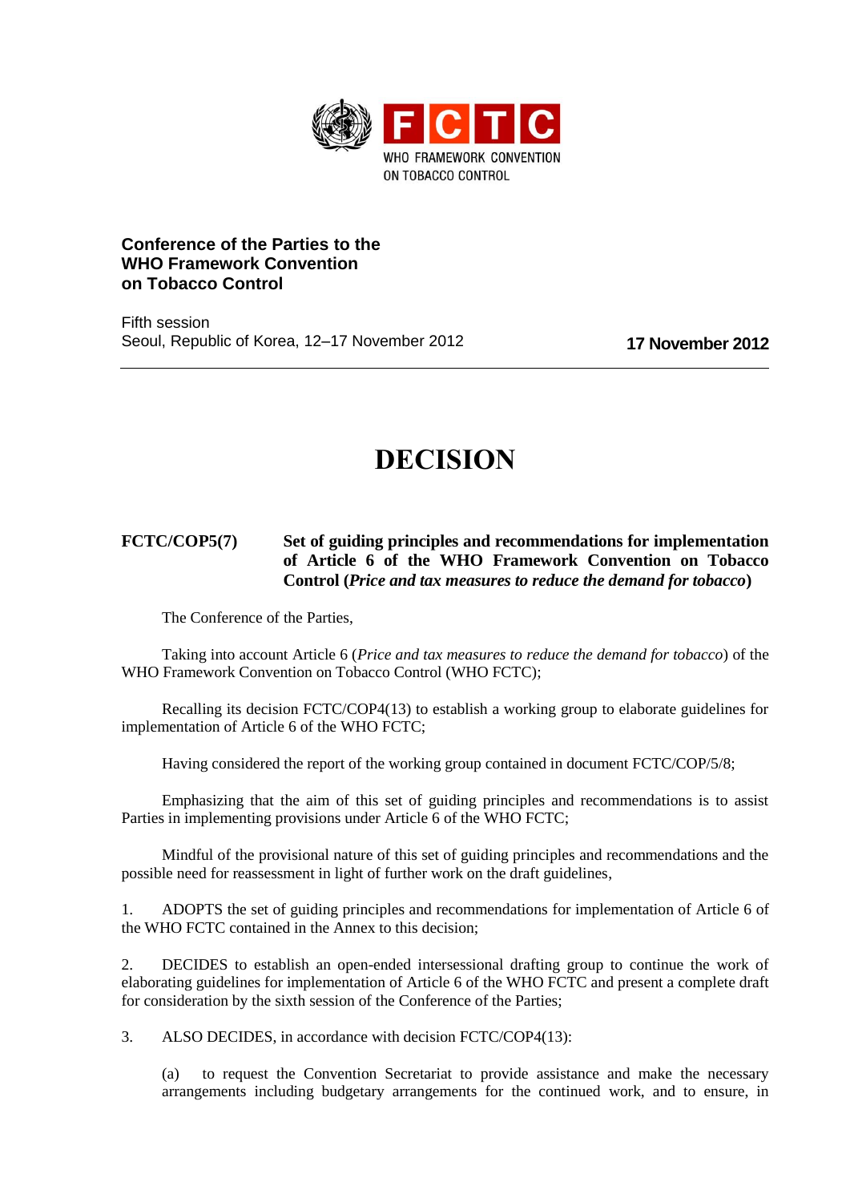**Conference of the Parties to the WHO Framework Convention on Tobacco Control**

Fifth session
Seoul, Republic of Korea, 12–17 November 2012

**17 November 2012**

# DECISION

**FCTC/COP5(7)** **Set of guiding principles and recommendations for implementation of Article 6 of the WHO Framework Convention on Tobacco Control (*Price and tax measures to reduce the demand for tobacco*)**

The Conference of the Parties,

Taking into account Article 6 (*Price and tax measures to reduce the demand for tobacco*) of the WHO Framework Convention on Tobacco Control (WHO FCTC);

Recalling its decision FCTC/COP4(13) to establish a working group to elaborate guidelines for implementation of Article 6 of the WHO FCTC;

Having considered the report of the working group contained in document FCTC/COP/5/8;

Emphasizing that the aim of this set of guiding principles and recommendations is to assist Parties in implementing provisions under Article 6 of the WHO FCTC;

Mindful of the provisional nature of this set of guiding principles and recommendations and the possible need for reassessment in light of further work on the draft guidelines,

1. ADOPTS the set of guiding principles and recommendations for implementation of Article 6 of the WHO FCTC contained in the Annex to this decision;

2. DECIDES to establish an open-ended intersessional drafting group to continue the work of elaborating guidelines for implementation of Article 6 of the WHO FCTC and present a complete draft for consideration by the sixth session of the Conference of the Parties;

3. ALSO DECIDES, in accordance with decision FCTC/COP4(13):

(a) to request the Convention Secretariat to provide assistance and make the necessary arrangements including budgetary arrangements for the continued work, and to ensure, in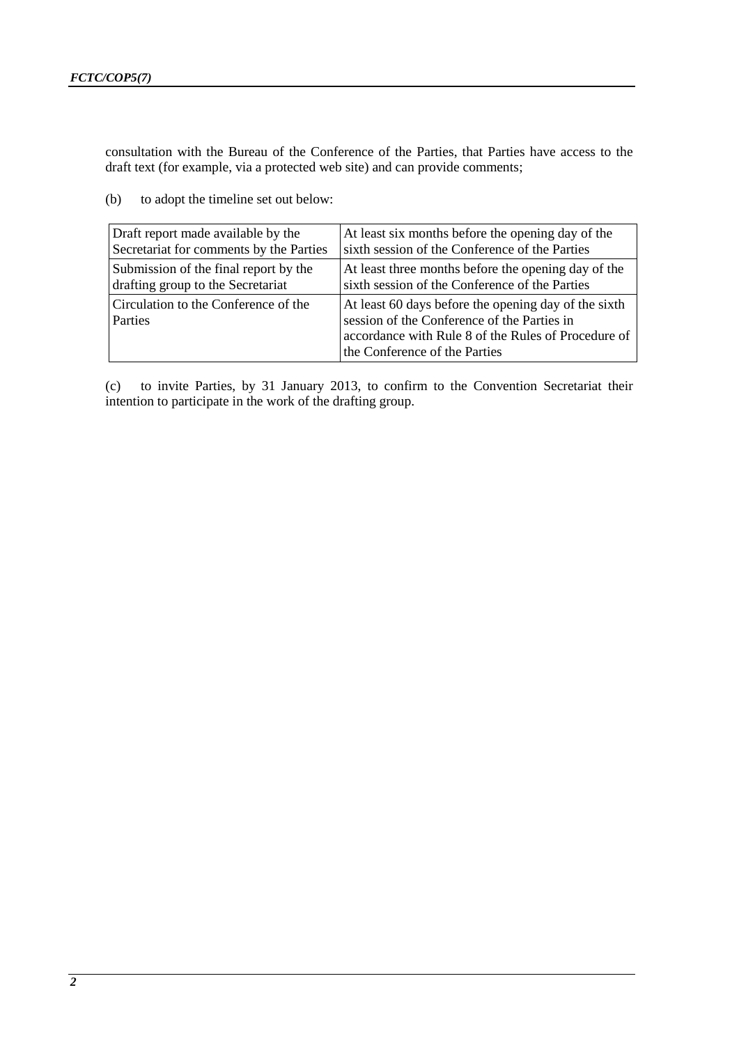consultation with the Bureau of the Conference of the Parties, that Parties have access to the draft text (for example, via a protected web site) and can provide comments;

(b) to adopt the timeline set out below:

| | |
|---|---|
| Draft report made available by the Secretariat for comments by the Parties | At least six months before the opening day of the sixth session of the Conference of the Parties |
| Submission of the final report by the drafting group to the Secretariat | At least three months before the opening day of the sixth session of the Conference of the Parties |
| Circulation to the Conference of the Parties | At least 60 days before the opening day of the sixth session of the Conference of the Parties in accordance with Rule 8 of the Rules of Procedure of the Conference of the Parties |

(c) to invite Parties, by 31 January 2013, to confirm to the Convention Secretariat their intention to participate in the work of the drafting group.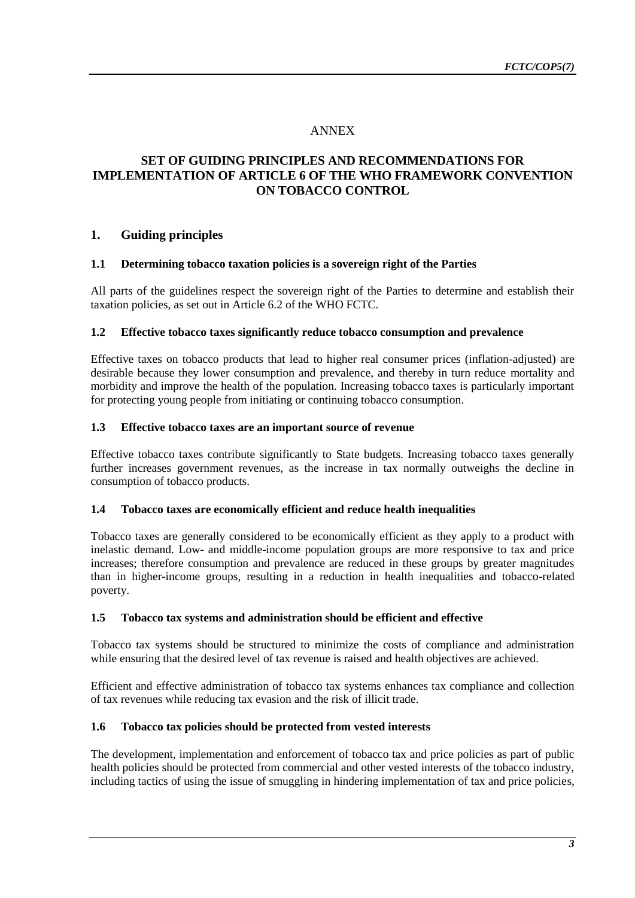ANNEX

# SET OF GUIDING PRINCIPLES AND RECOMMENDATIONS FOR IMPLEMENTATION OF ARTICLE 6 OF THE WHO FRAMEWORK CONVENTION ON TOBACCO CONTROL

## 1. Guiding principles

### 1.1 Determining tobacco taxation policies is a sovereign right of the Parties

All parts of the guidelines respect the sovereign right of the Parties to determine and establish their taxation policies, as set out in Article 6.2 of the WHO FCTC.

### 1.2 Effective tobacco taxes significantly reduce tobacco consumption and prevalence

Effective taxes on tobacco products that lead to higher real consumer prices (inflation-adjusted) are desirable because they lower consumption and prevalence, and thereby in turn reduce mortality and morbidity and improve the health of the population. Increasing tobacco taxes is particularly important for protecting young people from initiating or continuing tobacco consumption.

### 1.3 Effective tobacco taxes are an important source of revenue

Effective tobacco taxes contribute significantly to State budgets. Increasing tobacco taxes generally further increases government revenues, as the increase in tax normally outweighs the decline in consumption of tobacco products.

### 1.4 Tobacco taxes are economically efficient and reduce health inequalities

Tobacco taxes are generally considered to be economically efficient as they apply to a product with inelastic demand. Low- and middle-income population groups are more responsive to tax and price increases; therefore consumption and prevalence are reduced in these groups by greater magnitudes than in higher-income groups, resulting in a reduction in health inequalities and tobacco-related poverty.

### 1.5 Tobacco tax systems and administration should be efficient and effective

Tobacco tax systems should be structured to minimize the costs of compliance and administration while ensuring that the desired level of tax revenue is raised and health objectives are achieved.

Efficient and effective administration of tobacco tax systems enhances tax compliance and collection of tax revenues while reducing tax evasion and the risk of illicit trade.

### 1.6 Tobacco tax policies should be protected from vested interests

The development, implementation and enforcement of tobacco tax and price policies as part of public health policies should be protected from commercial and other vested interests of the tobacco industry, including tactics of using the issue of smuggling in hindering implementation of tax and price policies,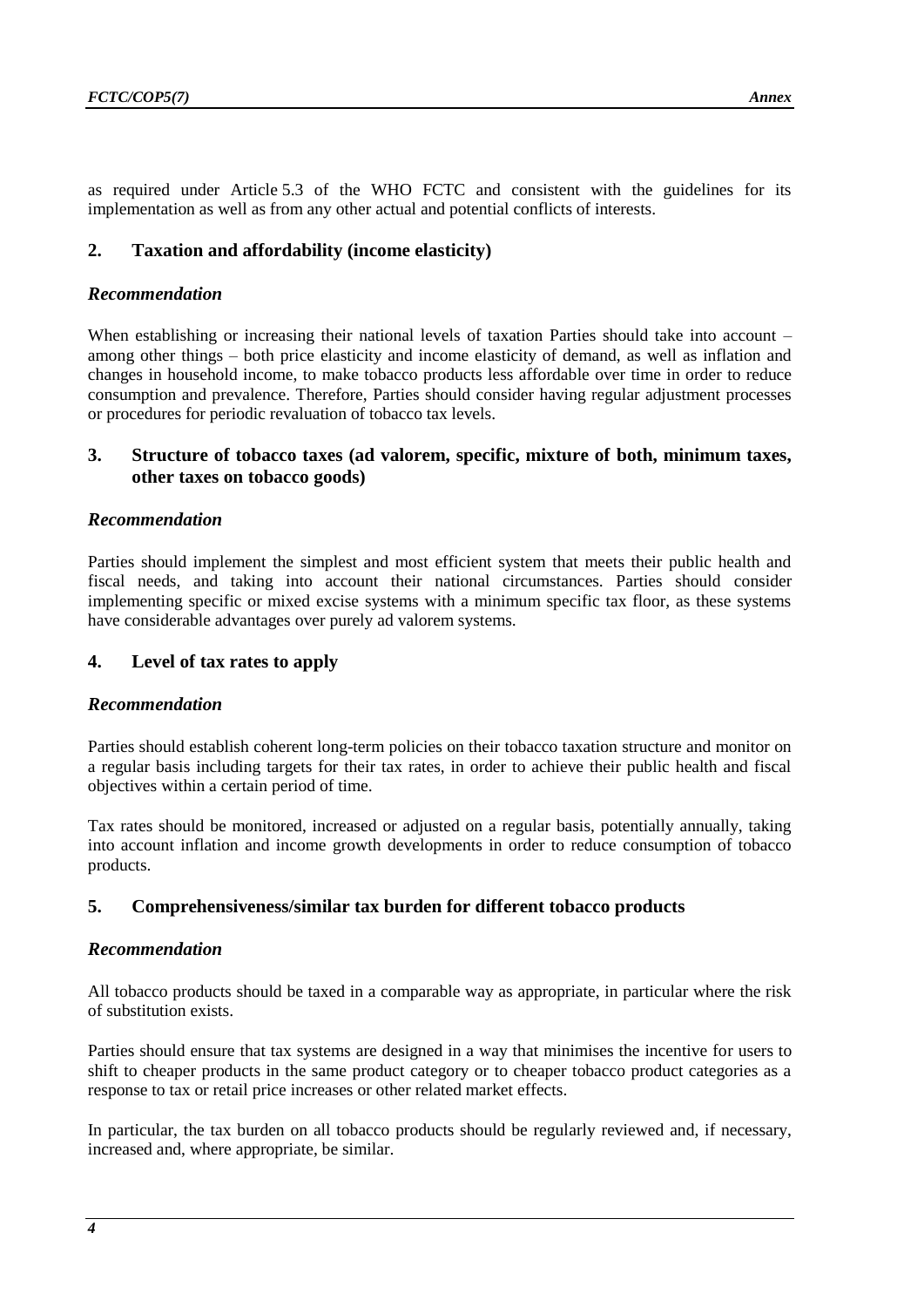as required under Article 5.3 of the WHO FCTC and consistent with the guidelines for its implementation as well as from any other actual and potential conflicts of interests.

## 2. Taxation and affordability (income elasticity)

### *Recommendation*

When establishing or increasing their national levels of taxation Parties should take into account – among other things – both price elasticity and income elasticity of demand, as well as inflation and changes in household income, to make tobacco products less affordable over time in order to reduce consumption and prevalence. Therefore, Parties should consider having regular adjustment processes or procedures for periodic revaluation of tobacco tax levels.

## 3. Structure of tobacco taxes (ad valorem, specific, mixture of both, minimum taxes, other taxes on tobacco goods)

### *Recommendation*

Parties should implement the simplest and most efficient system that meets their public health and fiscal needs, and taking into account their national circumstances. Parties should consider implementing specific or mixed excise systems with a minimum specific tax floor, as these systems have considerable advantages over purely ad valorem systems.

## 4. Level of tax rates to apply

### *Recommendation*

Parties should establish coherent long-term policies on their tobacco taxation structure and monitor on a regular basis including targets for their tax rates, in order to achieve their public health and fiscal objectives within a certain period of time.

Tax rates should be monitored, increased or adjusted on a regular basis, potentially annually, taking into account inflation and income growth developments in order to reduce consumption of tobacco products.

## 5. Comprehensiveness/similar tax burden for different tobacco products

### *Recommendation*

All tobacco products should be taxed in a comparable way as appropriate, in particular where the risk of substitution exists.

Parties should ensure that tax systems are designed in a way that minimises the incentive for users to shift to cheaper products in the same product category or to cheaper tobacco product categories as a response to tax or retail price increases or other related market effects.

In particular, the tax burden on all tobacco products should be regularly reviewed and, if necessary, increased and, where appropriate, be similar.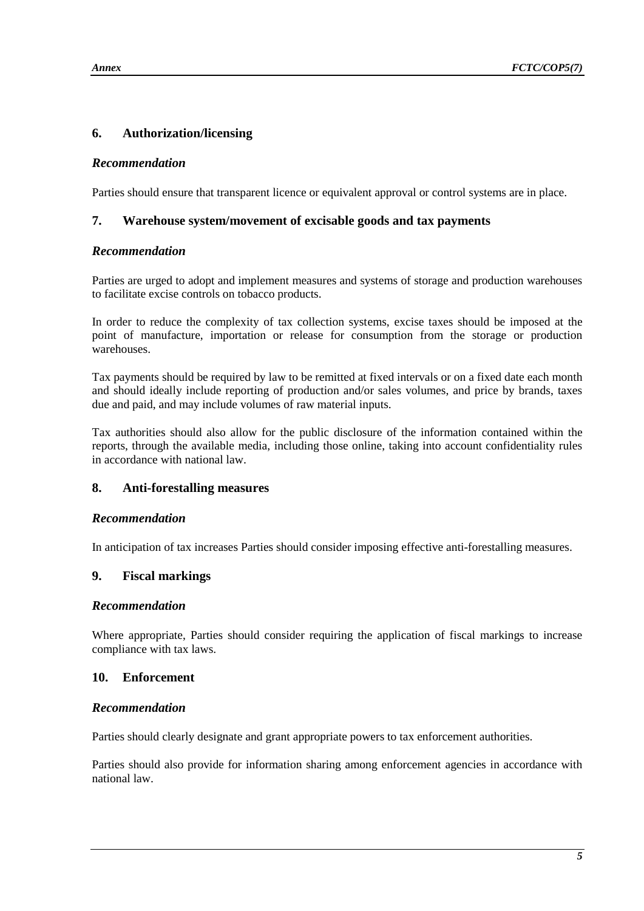## 6. Authorization/licensing

### *Recommendation*

Parties should ensure that transparent licence or equivalent approval or control systems are in place.

## 7. Warehouse system/movement of excisable goods and tax payments

### *Recommendation*

Parties are urged to adopt and implement measures and systems of storage and production warehouses to facilitate excise controls on tobacco products.

In order to reduce the complexity of tax collection systems, excise taxes should be imposed at the point of manufacture, importation or release for consumption from the storage or production warehouses.

Tax payments should be required by law to be remitted at fixed intervals or on a fixed date each month and should ideally include reporting of production and/or sales volumes, and price by brands, taxes due and paid, and may include volumes of raw material inputs.

Tax authorities should also allow for the public disclosure of the information contained within the reports, through the available media, including those online, taking into account confidentiality rules in accordance with national law.

## 8. Anti-forestalling measures

### *Recommendation*

In anticipation of tax increases Parties should consider imposing effective anti-forestalling measures.

## 9. Fiscal markings

### *Recommendation*

Where appropriate, Parties should consider requiring the application of fiscal markings to increase compliance with tax laws.

## 10. Enforcement

### *Recommendation*

Parties should clearly designate and grant appropriate powers to tax enforcement authorities.

Parties should also provide for information sharing among enforcement agencies in accordance with national law.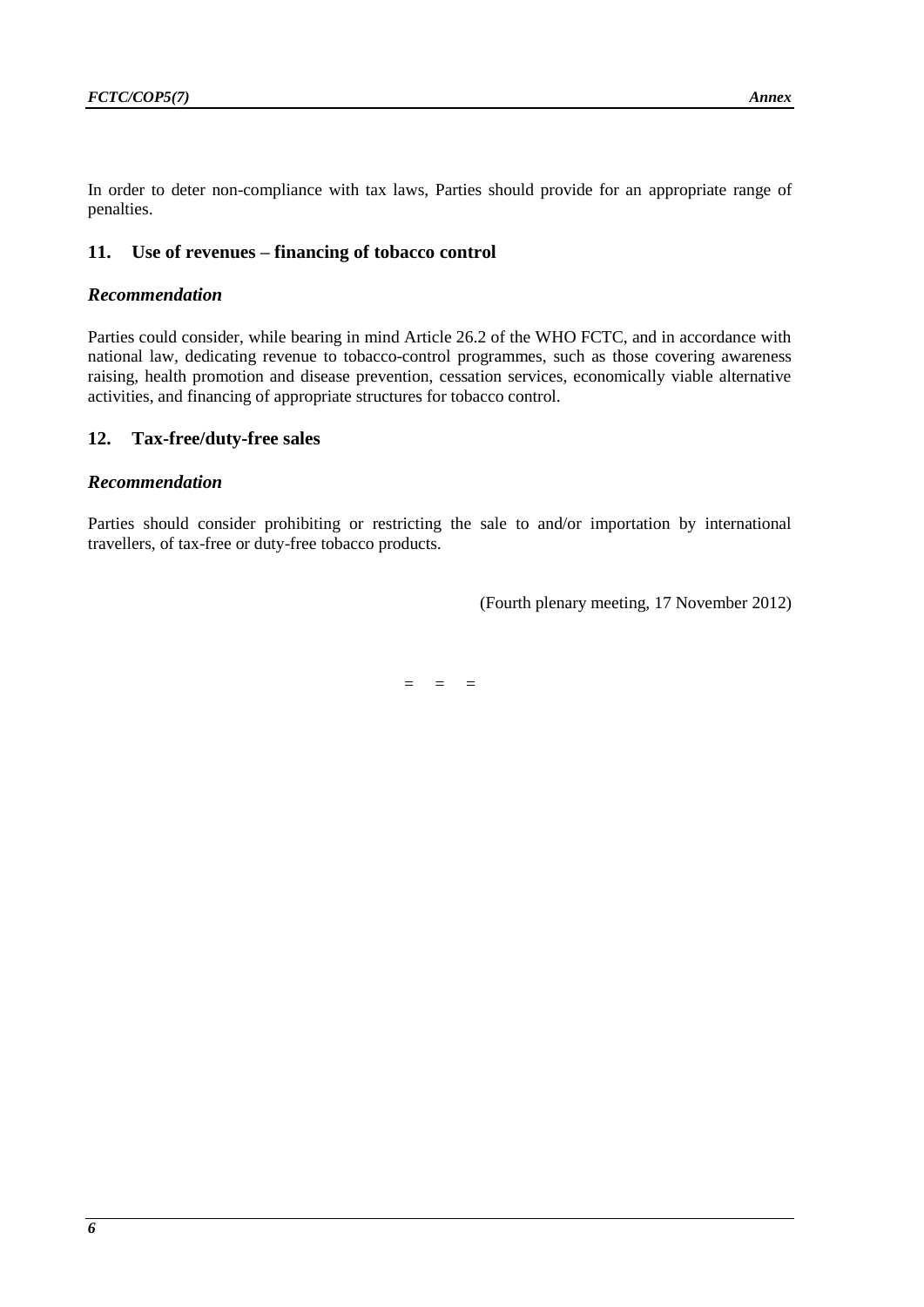In order to deter non-compliance with tax laws, Parties should provide for an appropriate range of penalties.

## 11. Use of revenues – financing of tobacco control

### *Recommendation*

Parties could consider, while bearing in mind Article 26.2 of the WHO FCTC, and in accordance with national law, dedicating revenue to tobacco-control programmes, such as those covering awareness raising, health promotion and disease prevention, cessation services, economically viable alternative activities, and financing of appropriate structures for tobacco control.

## 12. Tax-free/duty-free sales

### *Recommendation*

Parties should consider prohibiting or restricting the sale to and/or importation by international travellers, of tax-free or duty-free tobacco products.

(Fourth plenary meeting, 17 November 2012)

= = =